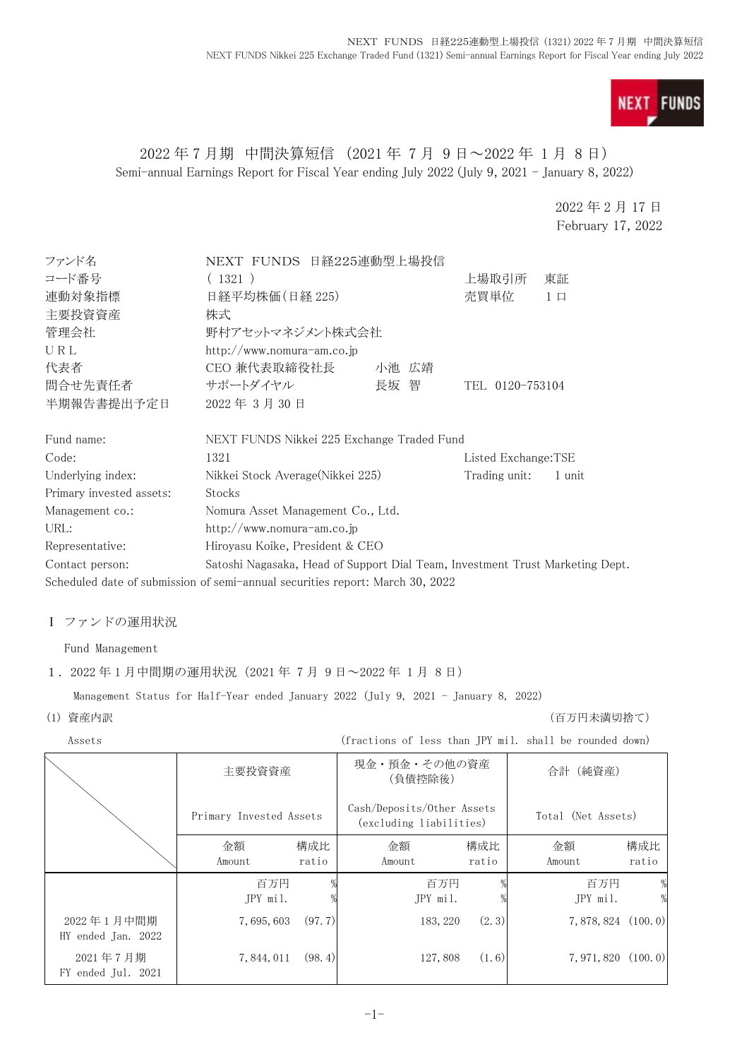# 2022 年 7 月期　中間決算短信（2021 年 7 月 9 日～2022 年 1 月 8 日）

Semi-annual Earnings Report for Fiscal Year ending July 2022 (July 9, 2021 - January 8, 2022)

2022 年 2 月 17 日
February 17, 2022

| | | | |
|---|---|---|---|
| ファンド名 | NEXT FUNDS 日経225連動型上場投信 | | |
| コード番号 | ( 1321 ) | 上場取引所 | 東証 |
| 連動対象指標 | 日経平均株価(日経 225) | 売買単位 | 1 口 |
| 主要投資資産 | 株式 | | |
| 管理会社 | 野村アセットマネジメント株式会社 | | |
| U R L | http://www.nomura-am.co.jp | | |
| 代表者 | CEO 兼代表取締役社長　小池 広靖 | | |
| 問合せ先責任者 | サポートダイヤル　長坂 智 | TEL 0120-753104 | |
| 半期報告書提出予定日 | 2022 年 3 月 30 日 | | |

| | | | |
|---|---|---|---|
| Fund name: | NEXT FUNDS Nikkei 225 Exchange Traded Fund | | |
| Code: | 1321 | Listed Exchange: | TSE |
| Underlying index: | Nikkei Stock Average(Nikkei 225) | Trading unit: | 1 unit |
| Primary invested assets: | Stocks | | |
| Management co.: | Nomura Asset Management Co., Ltd. | | |
| URL: | http://www.nomura-am.co.jp | | |
| Representative: | Hiroyasu Koike, President & CEO | | |
| Contact person: | Satoshi Nagasaka, Head of Support Dial Team, Investment Trust Marketing Dept. | | |

Scheduled date of submission of semi-annual securities report: March 30, 2022

## Ⅰ ファンドの運用状況

Fund Management

### 1．2022 年 1 月中間期の運用状況（2021 年 7 月 9 日～2022 年 1 月 8 日）

Management Status for Half-Year ended January 2022 (July 9, 2021 - January 8, 2022)

(1) 資産内訳　　（百万円未満切捨て）

Assets　　(fractions of less than JPY mil. shall be rounded down)

| | 主要投資資産 Primary Invested Assets | | 現金・預金・その他の資産（負債控除後） Cash/Deposits/Other Assets (excluding liabilities) | | 合計（純資産） Total (Net Assets) | |
|---|---|---|---|---|---|---|
| | 金額 Amount | 構成比 ratio | 金額 Amount | 構成比 ratio | 金額 Amount | 構成比 ratio |
| | 百万円 JPY mil. | % | 百万円 JPY mil. | % | 百万円 JPY mil. | % |
| 2022 年 1 月中間期 HY ended Jan. 2022 | 7,695,603 | (97.7) | 183,220 | (2.3) | 7,878,824 | (100.0) |
| 2021 年 7 月期 FY ended Jul. 2021 | 7,844,011 | (98.4) | 127,808 | (1.6) | 7,971,820 | (100.0) |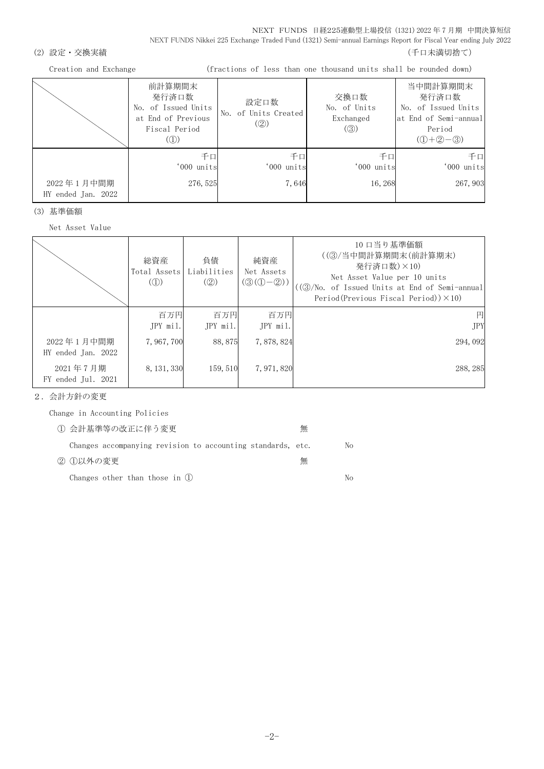(2) 設定・交換実績　　　　　　　　　　　　　　　　　　　　　　　　　　　　　　　　（千口未満切捨て）

Creation and Exchange　　　　　　(fractions of less than one thousand units shall be rounded down)

| | 前計算期間末発行済口数 No. of Issued Units at End of Previous Fiscal Period (①) | 設定口数 No. of Units Created (②) | 交換口数 No. of Units Exchanged (③) | 当中間計算期間末発行済口数 No. of Issued Units at End of Semi-annual Period (①+②−③) |
|---|---|---|---|---|
| | 千口 '000 units | 千口 '000 units | 千口 '000 units | 千口 '000 units |
| 2022年1月中間期 HY ended Jan. 2022 | 276,525 | 7,646 | 16,268 | 267,903 |

(3) 基準価額

Net Asset Value

| | 総資産 Total Assets (①) | 負債 Liabilities (②) | 純資産 Net Assets (③(①−②)) | 10口当り基準価額 ((③/当中間計算期間末(前計算期末)発行済口数)×10) Net Asset Value per 10 units ((③/No. of Issued Units at End of Semi-annual Period(Previous Fiscal Period))×10) |
|---|---|---|---|---|
| | 百万円 JPY mil. | 百万円 JPY mil. | 百万円 JPY mil. | 円 JPY |
| 2022年1月中間期 HY ended Jan. 2022 | 7,967,700 | 88,875 | 7,878,824 | 294,092 |
| 2021年7月期 FY ended Jul. 2021 | 8,131,330 | 159,510 | 7,971,820 | 288,285 |

2．会計方針の変更

Change in Accounting Policies

① 会計基準等の改正に伴う変更　　無

Changes accompanying revision to accounting standards, etc.　　No

② ①以外の変更　　無

Changes other than those in ①　　No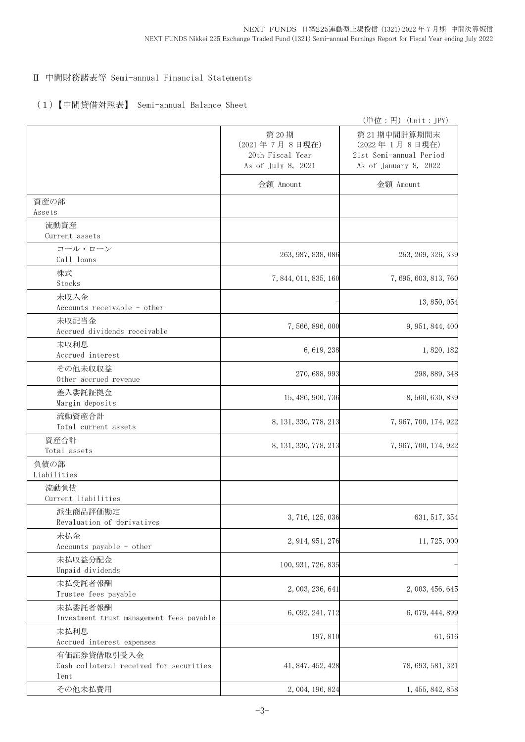## Ⅱ 中間財務諸表等 Semi-annual Financial Statements

### (1)【中間貸借対照表】 Semi-annual Balance Sheet

(単位:円) (Unit:JPY)

| | 第20期<br>(2021年7月8日現在)<br>20th Fiscal Year<br>As of July 8, 2021 | 第21期中間計算期間末<br>(2022年1月8日現在)<br>21st Semi-annual Period<br>As of January 8, 2022 |
|---|---|---|
| | 金額 Amount | 金額 Amount |
| 資産の部<br>Assets | | |
| 流動資産<br>Current assets | | |
| コール・ローン<br>Call loans | 263,987,838,086 | 253,269,326,339 |
| 株式<br>Stocks | 7,844,011,835,160 | 7,695,603,813,760 |
| 未収入金<br>Accounts receivable - other | - | 13,850,054 |
| 未収配当金<br>Accrued dividends receivable | 7,566,896,000 | 9,951,844,400 |
| 未収利息<br>Accrued interest | 6,619,238 | 1,820,182 |
| その他未収収益<br>Other accrued revenue | 270,688,993 | 298,889,348 |
| 差入委託証拠金<br>Margin deposits | 15,486,900,736 | 8,560,630,839 |
| 流動資産合計<br>Total current assets | 8,131,330,778,213 | 7,967,700,174,922 |
| 資産合計<br>Total assets | 8,131,330,778,213 | 7,967,700,174,922 |
| 負債の部<br>Liabilities | | |
| 流動負債<br>Current liabilities | | |
| 派生商品評価勘定<br>Revaluation of derivatives | 3,716,125,036 | 631,517,354 |
| 未払金<br>Accounts payable - other | 2,914,951,276 | 11,725,000 |
| 未払収益分配金<br>Unpaid dividends | 100,931,726,835 | - |
| 未払受託者報酬<br>Trustee fees payable | 2,003,236,641 | 2,003,456,645 |
| 未払委託者報酬<br>Investment trust management fees payable | 6,092,241,712 | 6,079,444,899 |
| 未払利息<br>Accrued interest expenses | 197,810 | 61,616 |
| 有価証券貸借取引受入金<br>Cash collateral received for securities lent | 41,847,452,428 | 78,693,581,321 |
| その他未払費用 | 2,004,196,824 | 1,455,842,858 |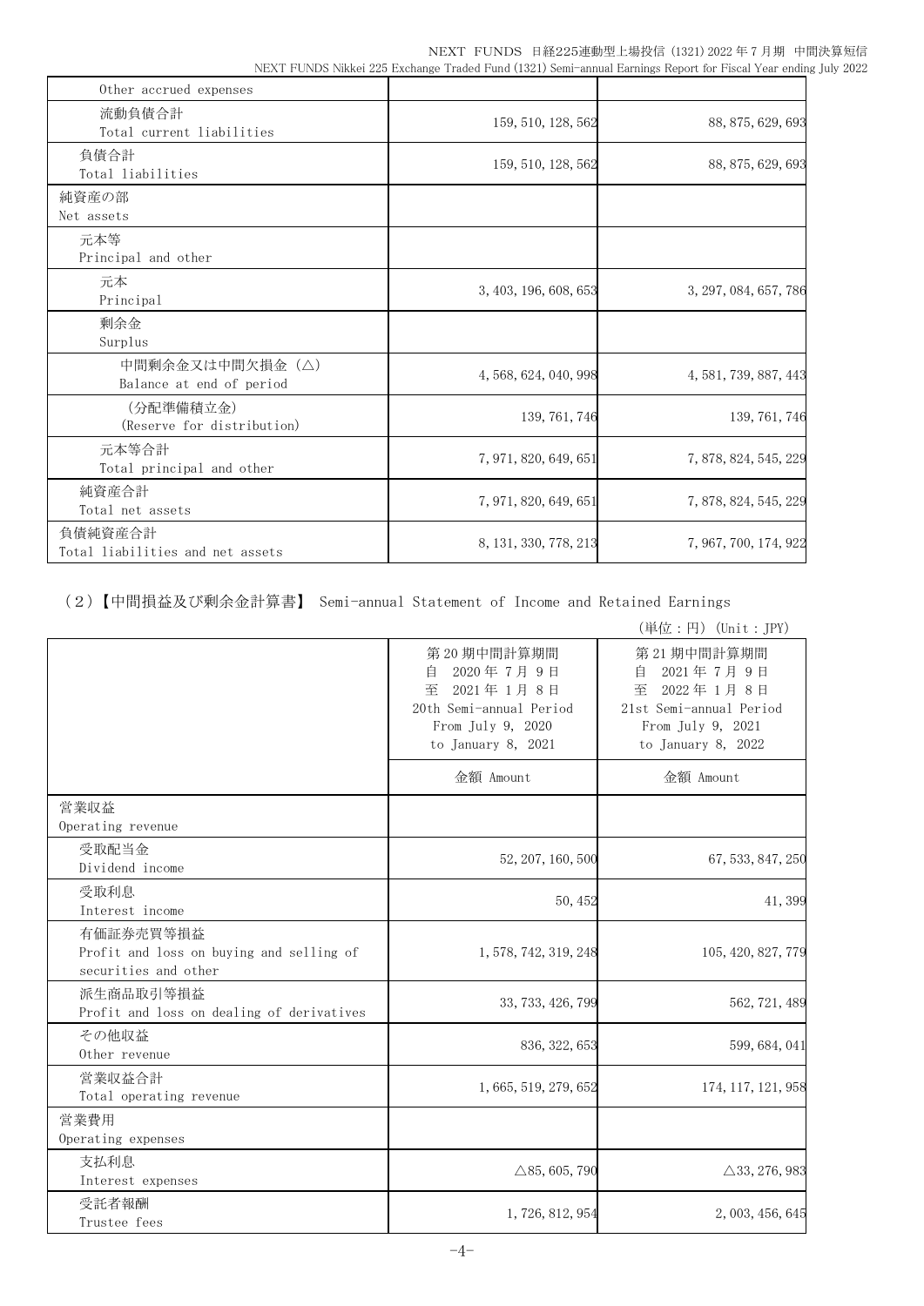| | | |
|---|---|---|
| Other accrued expenses | | |
| 流動負債合計<br>Total current liabilities | 159, 510, 128, 562 | 88, 875, 629, 693 |
| 負債合計<br>Total liabilities | 159, 510, 128, 562 | 88, 875, 629, 693 |
| 純資産の部<br>Net assets | | |
| 元本等<br>Principal and other | | |
| 元本<br>Principal | 3, 403, 196, 608, 653 | 3, 297, 084, 657, 786 |
| 剰余金<br>Surplus | | |
| 中間剰余金又は中間欠損金（△）<br>Balance at end of period | 4, 568, 624, 040, 998 | 4, 581, 739, 887, 443 |
| （分配準備積立金）<br>(Reserve for distribution) | 139, 761, 746 | 139, 761, 746 |
| 元本等合計<br>Total principal and other | 7, 971, 820, 649, 651 | 7, 878, 824, 545, 229 |
| 純資産合計<br>Total net assets | 7, 971, 820, 649, 651 | 7, 878, 824, 545, 229 |
| 負債純資産合計<br>Total liabilities and net assets | 8, 131, 330, 778, 213 | 7, 967, 700, 174, 922 |

## （2）【中間損益及び剰余金計算書】 Semi-annual Statement of Income and Retained Earnings

（単位：円）(Unit：JPY)

| | 第20期中間計算期間<br>自 2020年7月9日<br>至 2021年1月8日<br>20th Semi-annual Period<br>From July 9, 2020<br>to January 8, 2021 | 第21期中間計算期間<br>自 2021年7月9日<br>至 2022年1月8日<br>21st Semi-annual Period<br>From July 9, 2021<br>to January 8, 2022 |
|---|---|---|
| | 金額 Amount | 金額 Amount |
| 営業収益<br>Operating revenue | | |
| 受取配当金<br>Dividend income | 52, 207, 160, 500 | 67, 533, 847, 250 |
| 受取利息<br>Interest income | 50, 452 | 41, 399 |
| 有価証券売買等損益<br>Profit and loss on buying and selling of securities and other | 1, 578, 742, 319, 248 | 105, 420, 827, 779 |
| 派生商品取引等損益<br>Profit and loss on dealing of derivatives | 33, 733, 426, 799 | 562, 721, 489 |
| その他収益<br>Other revenue | 836, 322, 653 | 599, 684, 041 |
| 営業収益合計<br>Total operating revenue | 1, 665, 519, 279, 652 | 174, 117, 121, 958 |
| 営業費用<br>Operating expenses | | |
| 支払利息<br>Interest expenses | △85, 605, 790 | △33, 276, 983 |
| 受託者報酬<br>Trustee fees | 1, 726, 812, 954 | 2, 003, 456, 645 |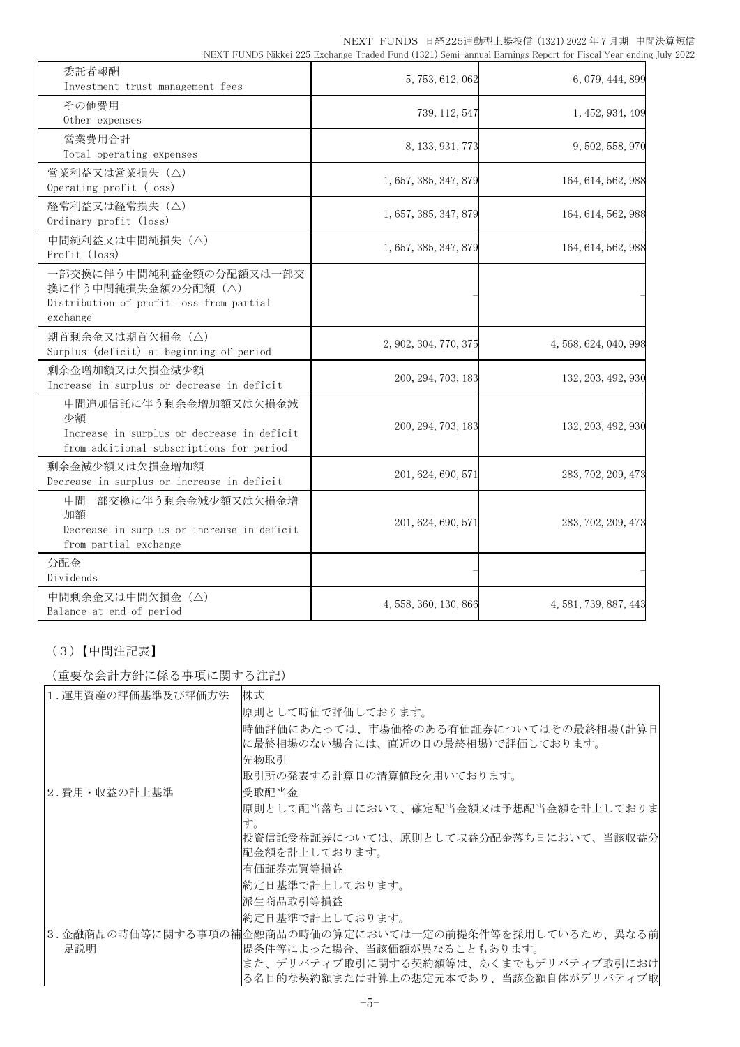| | | |
|---|---|---|
| 委託者報酬<br>Investment trust management fees | 5,753,612,062 | 6,079,444,899 |
| その他費用<br>Other expenses | 739,112,547 | 1,452,934,409 |
| 営業費用合計<br>Total operating expenses | 8,133,931,773 | 9,502,558,970 |
| 営業利益又は営業損失（△）<br>Operating profit (loss) | 1,657,385,347,879 | 164,614,562,988 |
| 経常利益又は経常損失（△）<br>Ordinary profit (loss) | 1,657,385,347,879 | 164,614,562,988 |
| 中間純利益又は中間純損失（△）<br>Profit (loss) | 1,657,385,347,879 | 164,614,562,988 |
| 一部交換に伴う中間純利益金額の分配額又は一部交換に伴う中間純損失金額の分配額（△）<br>Distribution of profit loss from partial exchange | － | － |
| 期首剰余金又は期首欠損金（△）<br>Surplus (deficit) at beginning of period | 2,902,304,770,375 | 4,568,624,040,998 |
| 剰余金増加額又は欠損金減少額<br>Increase in surplus or decrease in deficit | 200,294,703,183 | 132,203,492,930 |
| 中間追加信託に伴う剰余金増加額又は欠損金減少額<br>Increase in surplus or decrease in deficit from additional subscriptions for period | 200,294,703,183 | 132,203,492,930 |
| 剰余金減少額又は欠損金増加額<br>Decrease in surplus or increase in deficit | 201,624,690,571 | 283,702,209,473 |
| 中間一部交換に伴う剰余金減少額又は欠損金増加額<br>Decrease in surplus or increase in deficit from partial exchange | 201,624,690,571 | 283,702,209,473 |
| 分配金<br>Dividends | － | － |
| 中間剰余金又は中間欠損金（△）<br>Balance at end of period | 4,558,360,130,866 | 4,581,739,887,443 |

（3）【中間注記表】

（重要な会計方針に係る事項に関する注記）

| | |
|---|---|
| 1．運用資産の評価基準及び評価方法 | 株式<br>原則として時価で評価しております。<br>時価評価にあたっては、市場価格のある有価証券についてはその最終相場(計算日に最終相場のない場合には、直近の日の最終相場)で評価しております。<br>先物取引<br>取引所の発表する計算日の清算値段を用いております。 |
| 2．費用・収益の計上基準 | 受取配当金<br>原則として配当落ち日において、確定配当金額又は予想配当金額を計上しております。<br>投資信託受益証券については、原則として収益分配金落ち日において、当該収益分配金額を計上しております。<br>有価証券売買等損益<br>約定日基準で計上しております。<br>派生商品取引等損益<br>約定日基準で計上しております。 |
| 3．金融商品の時価等に関する事項の補足説明 | 金融商品の時価の算定においては一定の前提条件等を採用しているため、異なる前提条件等によった場合、当該価額が異なることもあります。<br>また、デリバティブ取引に関する契約額等は、あくまでもデリバティブ取引における名目的な契約額または計算上の想定元本であり、当該金額自体がデリバティブ取 |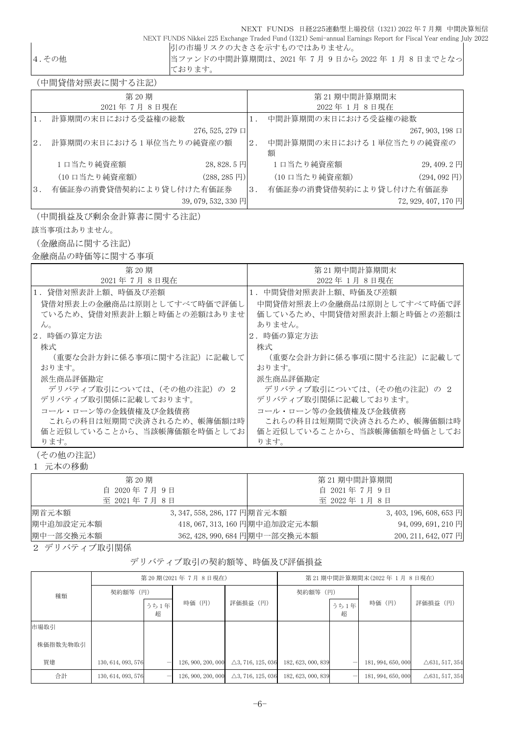| | |
|---|---|
| | 引の市場リスクの大きさを示すものではありません。 |
| 4.その他 | 当ファンドの中間計算期間は、2021 年 7 月 9 日から 2022 年 1 月 8 日までとなっております。 |

（中間貸借対照表に関する注記）

| 第 20 期<br>2021 年 7 月 8 日現在 | | 第 21 期中間計算期間末<br>2022 年 1 月 8 日現在 | |
|---|---|---|---|
| 1． 計算期間の末日における受益権の総数 | 276,525,279 口 | 1． 中間計算期間の末日における受益権の総数 | 267,903,198 口 |
| 2． 計算期間の末日における 1 単位当たりの純資産の額 | | 2． 中間計算期間の末日における 1 単位当たりの純資産の額 | |
| 1 口当たり純資産額 | 28,828.5 円 | 1 口当たり純資産額 | 29,409.2 円 |
| (10 口当たり純資産額) | (288,285 円) | (10 口当たり純資産額) | (294,092 円) |
| 3． 有価証券の消費貸借契約により貸し付けた有価証券 | 39,079,532,330 円 | 3． 有価証券の消費貸借契約により貸し付けた有価証券 | 72,929,407,170 円 |

（中間損益及び剰余金計算書に関する注記）

該当事項はありません。

（金融商品に関する注記）

金融商品の時価等に関する事項

| 第 20 期<br>2021 年 7 月 8 日現在 | 第 21 期中間計算期間末<br>2022 年 1 月 8 日現在 |
|---|---|
| 1．貸借対照表計上額、時価及び差額<br>貸借対照表上の金融商品は原則としてすべて時価で評価しているため、貸借対照表計上額と時価との差額はありません。 | 1．中間貸借対照表計上額、時価及び差額<br>中間貸借対照表上の金融商品は原則としてすべて時価で評価しているため、中間貸借対照表計上額と時価との差額はありません。 |
| 2．時価の算定方法<br>株式<br>（重要な会計方針に係る事項に関する注記）に記載しております。<br>派生商品評価勘定<br>デリバティブ取引については、（その他の注記）の 2 デリバティブ取引関係に記載しております。<br>コール・ローン等の金銭債権及び金銭債務<br>これらの科目は短期間で決済されるため、帳簿価額は時価と近似していることから、当該帳簿価額を時価としております。 | 2．時価の算定方法<br>株式<br>（重要な会計方針に係る事項に関する注記）に記載しております。<br>派生商品評価勘定<br>デリバティブ取引については、（その他の注記）の 2 デリバティブ取引関係に記載しております。<br>コール・ローン等の金銭債権及び金銭債務<br>これらの科目は短期間で決済されるため、帳簿価額は時価と近似していることから、当該帳簿価額を時価としております。 |

（その他の注記）

1 元本の移動

| 第 20 期<br>自 2020 年 7 月 9 日<br>至 2021 年 7 月 8 日 | | 第 21 期中間計算期間<br>自 2021 年 7 月 9 日<br>至 2022 年 1 月 8 日 | |
|---|---|---|---|
| 期首元本額 | 3,347,558,286,177 円 | 期首元本額 | 3,403,196,608,653 円 |
| 期中追加設定元本額 | 418,067,313,160 円 | 期中追加設定元本額 | 94,099,691,210 円 |
| 期中一部交換元本額 | 362,428,990,684 円 | 期中一部交換元本額 | 200,211,642,077 円 |

2 デリバティブ取引関係

デリバティブ取引の契約額等、時価及び評価損益

| 種類 | 第 20 期(2021 年 7 月 8 日現在) | | | | 第 21 期中間計算期間末(2022 年 1 月 8 日現在) | | | |
|---|---|---|---|---|---|---|---|---|
| | 契約額等（円） | | 時価（円） | 評価損益（円） | 契約額等（円） | | 時価（円） | 評価損益（円） |
| | | うち 1 年超 | | | | うち 1 年超 | | |
| 市場取引 | | | | | | | | |
| 株価指数先物取引 | | | | | | | | |
| 買建 | 130,614,093,576 | － | 126,900,200,000 | △3,716,125,036 | 182,623,000,839 | － | 181,994,650,000 | △631,517,354 |
| 合計 | 130,614,093,576 | － | 126,900,200,000 | △3,716,125,036 | 182,623,000,839 | － | 181,994,650,000 | △631,517,354 |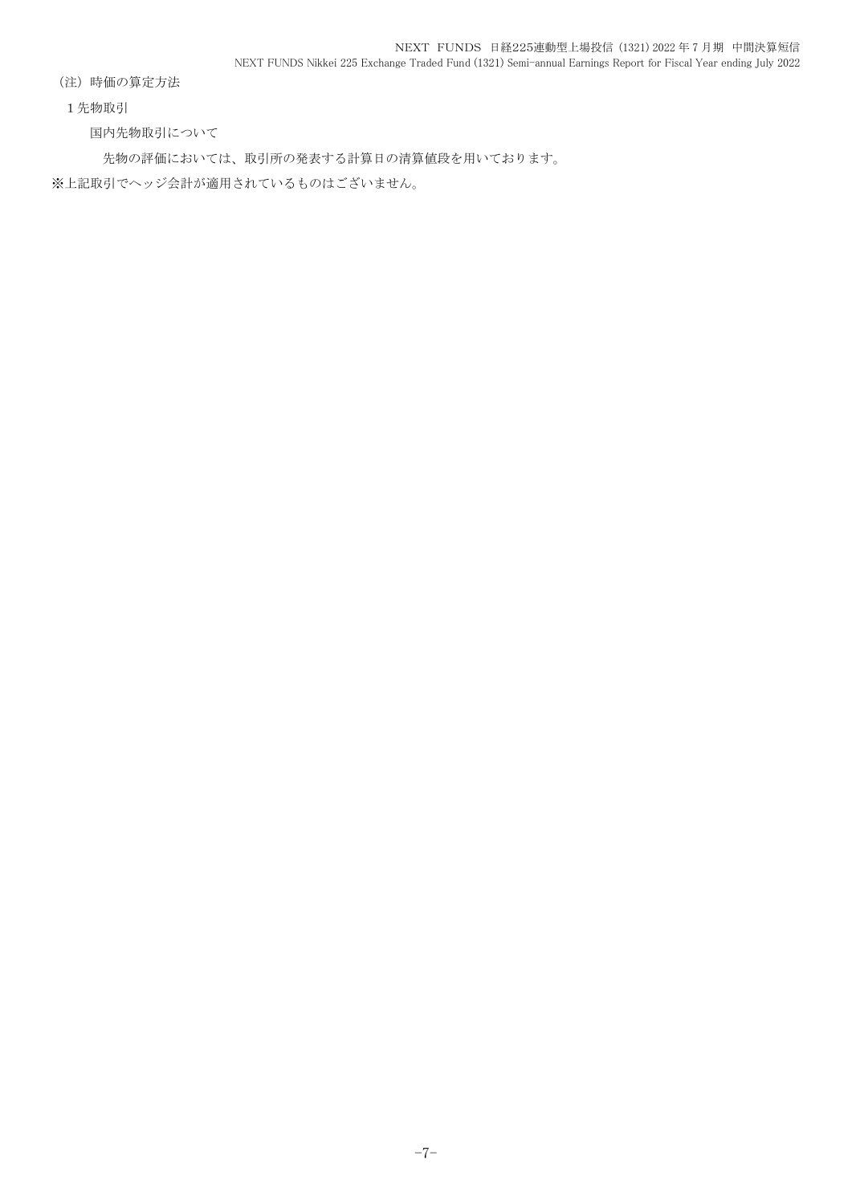（注）時価の算定方法

1 先物取引

国内先物取引について

先物の評価においては、取引所の発表する計算日の清算値段を用いております。

※上記取引でヘッジ会計が適用されているものはございません。